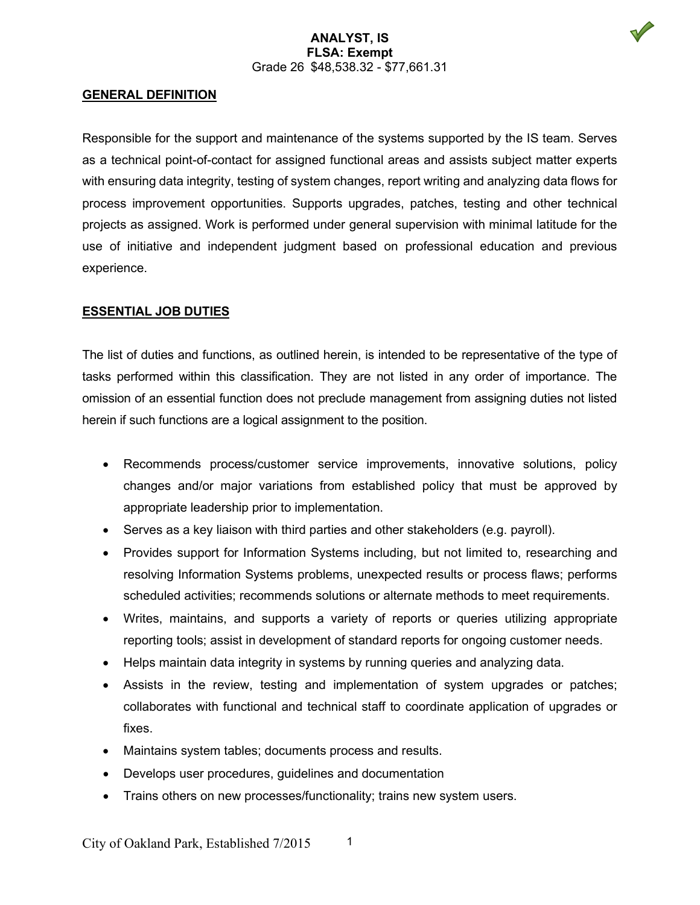**ANALYST, IS**
**FLSA: Exempt**
Grade 26 $48,538.32 - $77,661.31

## GENERAL DEFINITION

Responsible for the support and maintenance of the systems supported by the IS team. Serves as a technical point-of-contact for assigned functional areas and assists subject matter experts with ensuring data integrity, testing of system changes, report writing and analyzing data flows for process improvement opportunities. Supports upgrades, patches, testing and other technical projects as assigned. Work is performed under general supervision with minimal latitude for the use of initiative and independent judgment based on professional education and previous experience.

## ESSENTIAL JOB DUTIES

The list of duties and functions, as outlined herein, is intended to be representative of the type of tasks performed within this classification. They are not listed in any order of importance. The omission of an essential function does not preclude management from assigning duties not listed herein if such functions are a logical assignment to the position.

- Recommends process/customer service improvements, innovative solutions, policy changes and/or major variations from established policy that must be approved by appropriate leadership prior to implementation.
- Serves as a key liaison with third parties and other stakeholders (e.g. payroll).
- Provides support for Information Systems including, but not limited to, researching and resolving Information Systems problems, unexpected results or process flaws; performs scheduled activities; recommends solutions or alternate methods to meet requirements.
- Writes, maintains, and supports a variety of reports or queries utilizing appropriate reporting tools; assist in development of standard reports for ongoing customer needs.
- Helps maintain data integrity in systems by running queries and analyzing data.
- Assists in the review, testing and implementation of system upgrades or patches; collaborates with functional and technical staff to coordinate application of upgrades or fixes.
- Maintains system tables; documents process and results.
- Develops user procedures, guidelines and documentation
- Trains others on new processes/functionality; trains new system users.

City of Oakland Park, Established 7/2015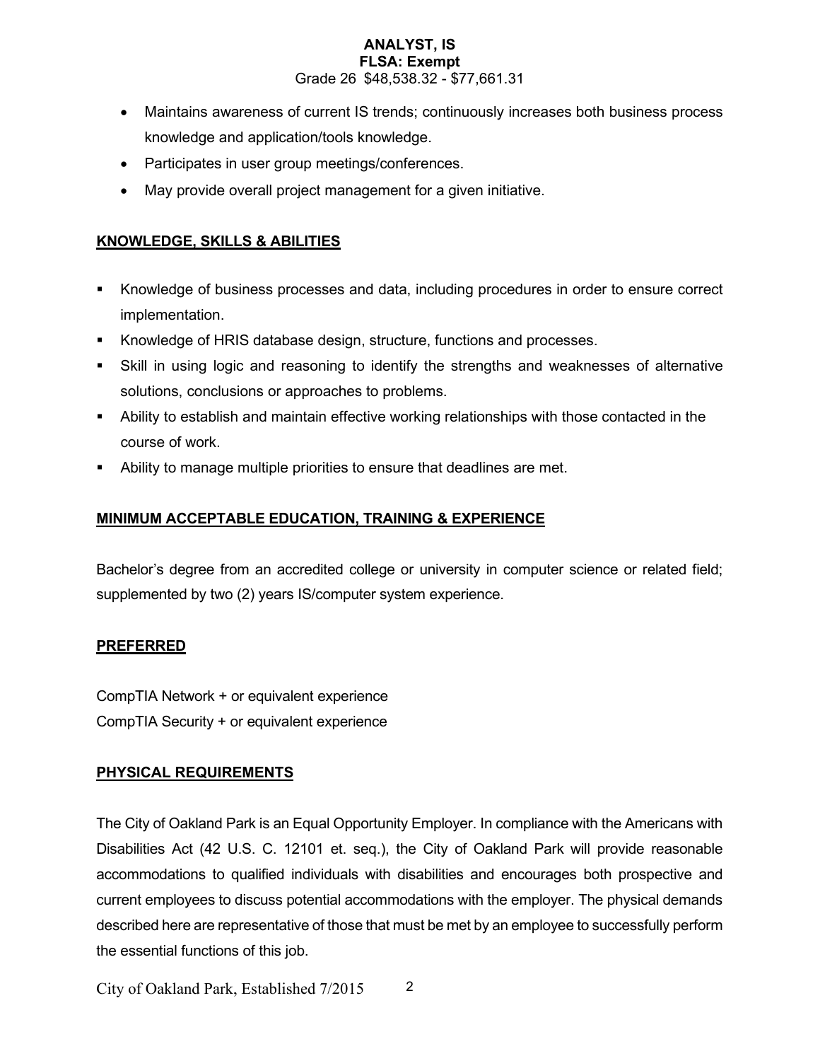- Maintains awareness of current IS trends; continuously increases both business process knowledge and application/tools knowledge.
- Participates in user group meetings/conferences.
- May provide overall project management for a given initiative.

## KNOWLEDGE, SKILLS & ABILITIES

- Knowledge of business processes and data, including procedures in order to ensure correct implementation.
- Knowledge of HRIS database design, structure, functions and processes.
- Skill in using logic and reasoning to identify the strengths and weaknesses of alternative solutions, conclusions or approaches to problems.
- Ability to establish and maintain effective working relationships with those contacted in the course of work.
- Ability to manage multiple priorities to ensure that deadlines are met.

## MINIMUM ACCEPTABLE EDUCATION, TRAINING & EXPERIENCE

Bachelor's degree from an accredited college or university in computer science or related field; supplemented by two (2) years IS/computer system experience.

## PREFERRED

CompTIA Network + or equivalent experience
CompTIA Security + or equivalent experience

## PHYSICAL REQUIREMENTS

The City of Oakland Park is an Equal Opportunity Employer. In compliance with the Americans with Disabilities Act (42 U.S. C. 12101 et. seq.), the City of Oakland Park will provide reasonable accommodations to qualified individuals with disabilities and encourages both prospective and current employees to discuss potential accommodations with the employer. The physical demands described here are representative of those that must be met by an employee to successfully perform the essential functions of this job.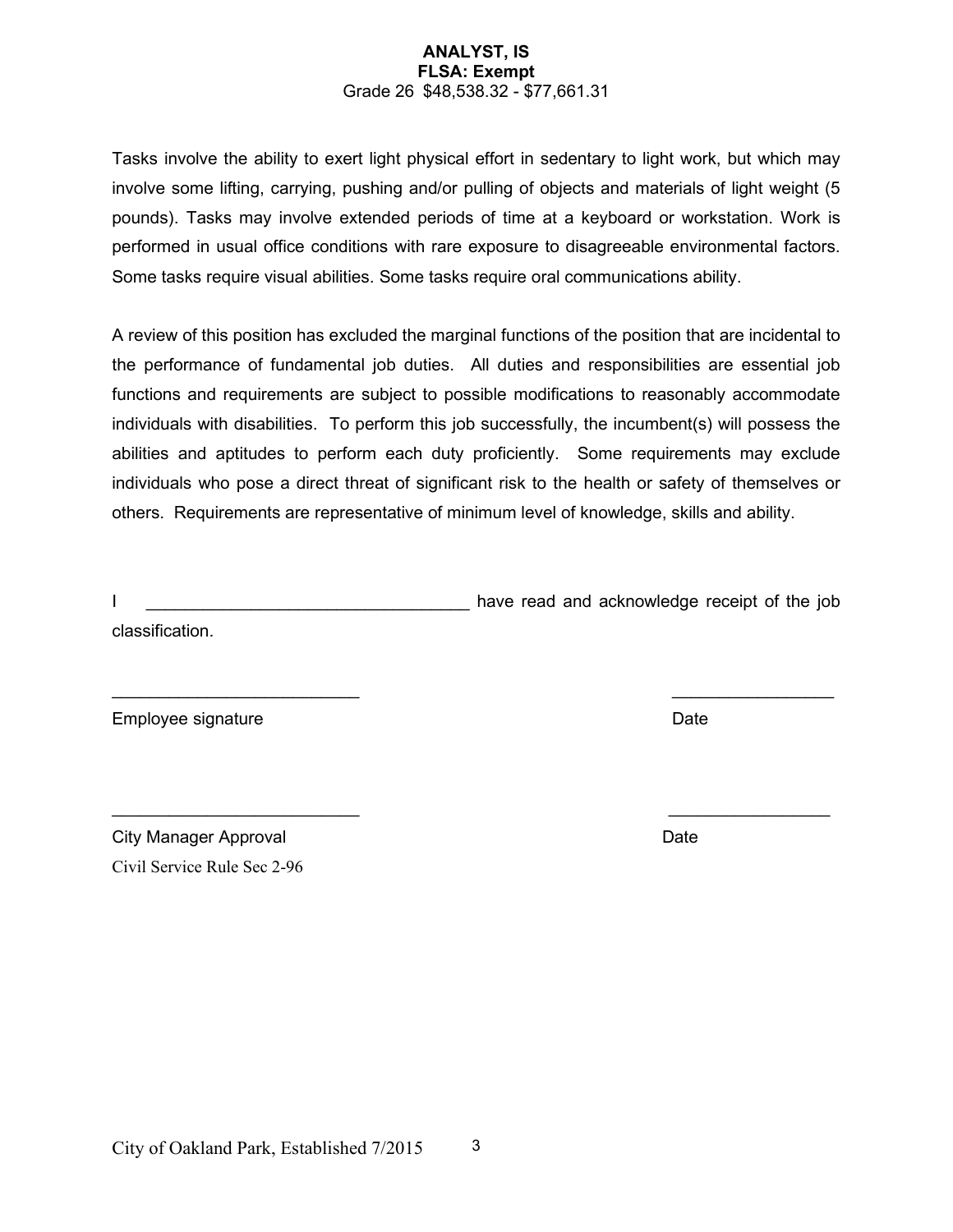**ANALYST, IS**
**FLSA: Exempt**
Grade 26 $48,538.32 - $77,661.31

Tasks involve the ability to exert light physical effort in sedentary to light work, but which may involve some lifting, carrying, pushing and/or pulling of objects and materials of light weight (5 pounds). Tasks may involve extended periods of time at a keyboard or workstation. Work is performed in usual office conditions with rare exposure to disagreeable environmental factors. Some tasks require visual abilities. Some tasks require oral communications ability.

A review of this position has excluded the marginal functions of the position that are incidental to the performance of fundamental job duties. All duties and responsibilities are essential job functions and requirements are subject to possible modifications to reasonably accommodate individuals with disabilities. To perform this job successfully, the incumbent(s) will possess the abilities and aptitudes to perform each duty proficiently. Some requirements may exclude individuals who pose a direct threat of significant risk to the health or safety of themselves or others. Requirements are representative of minimum level of knowledge, skills and ability.

I ___________________________________ have read and acknowledge receipt of the job classification.

___________________________ Employee signature

_________________ Date

___________________________ City Manager Approval

_________________ Date

Civil Service Rule Sec 2-96

City of Oakland Park, Established 7/2015